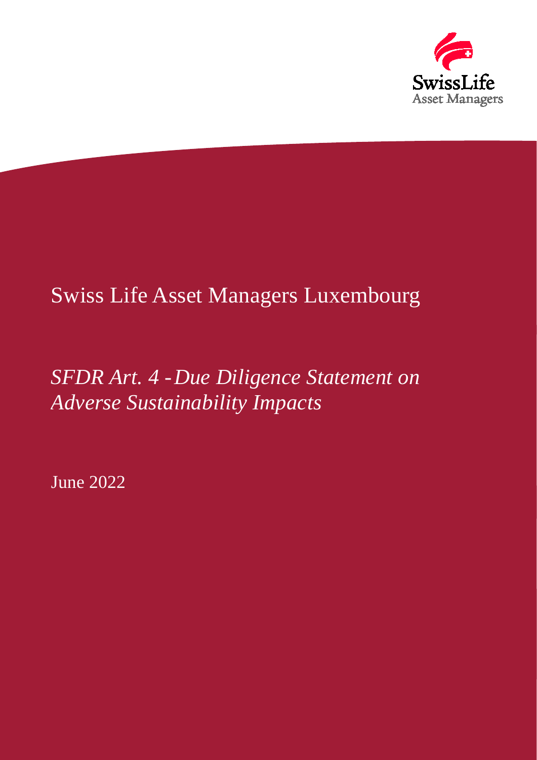# Swiss Life Asset Managers Luxembourg

## *SFDR Art. 4 - Due Diligence Statement on Adverse Sustainability Impacts*

June 2022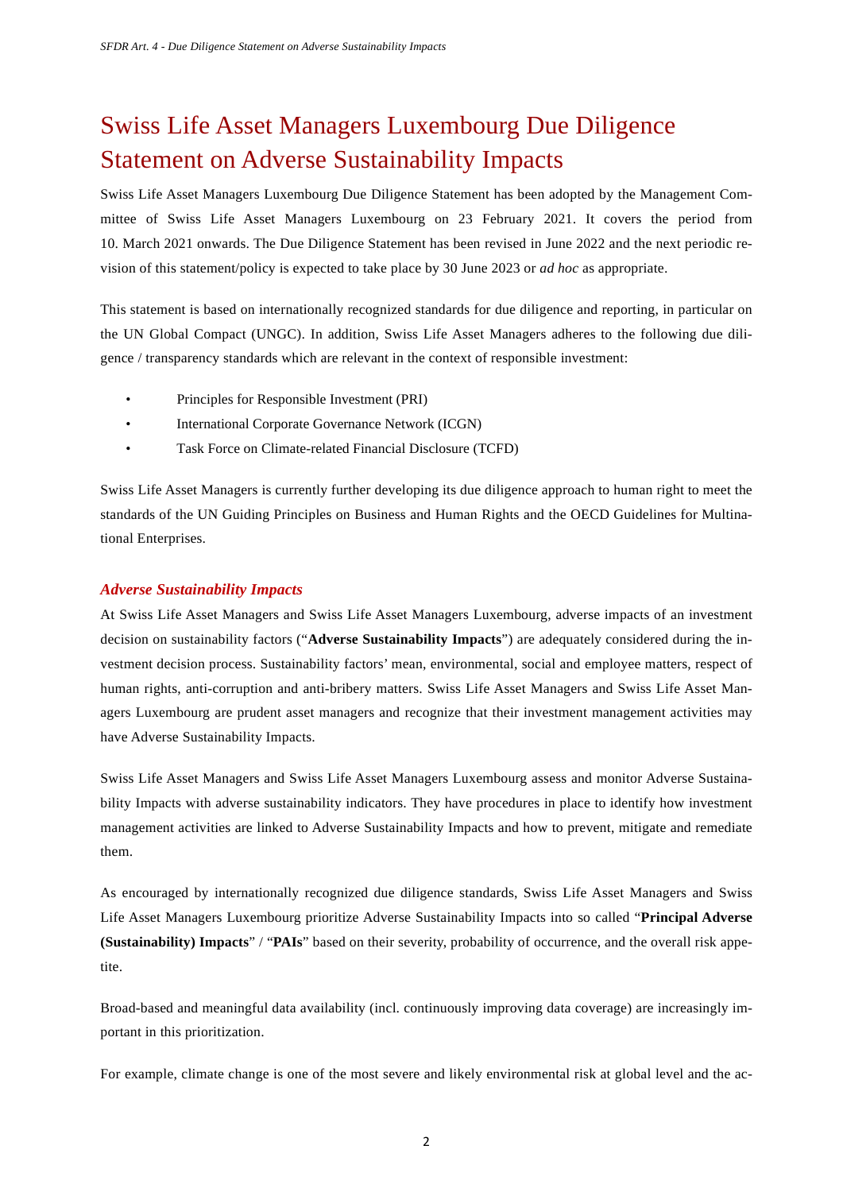# Swiss Life Asset Managers Luxembourg Due Diligence Statement on Adverse Sustainability Impacts

Swiss Life Asset Managers Luxembourg Due Diligence Statement has been adopted by the Management Committee of Swiss Life Asset Managers Luxembourg on 23 February 2021. It covers the period from 10. March 2021 onwards. The Due Diligence Statement has been revised in June 2022 and the next periodic revision of this statement/policy is expected to take place by 30 June 2023 or *ad hoc* as appropriate.

This statement is based on internationally recognized standards for due diligence and reporting, in particular on the UN Global Compact (UNGC). In addition, Swiss Life Asset Managers adheres to the following due diligence / transparency standards which are relevant in the context of responsible investment:

- Principles for Responsible Investment (PRI)
- International Corporate Governance Network (ICGN)
- Task Force on Climate-related Financial Disclosure (TCFD)

Swiss Life Asset Managers is currently further developing its due diligence approach to human right to meet the standards of the UN Guiding Principles on Business and Human Rights and the OECD Guidelines for Multinational Enterprises.

### *Adverse Sustainability Impacts*

At Swiss Life Asset Managers and Swiss Life Asset Managers Luxembourg, adverse impacts of an investment decision on sustainability factors ("**Adverse Sustainability Impacts**") are adequately considered during the investment decision process. Sustainability factors' mean, environmental, social and employee matters, respect of human rights, anti-corruption and anti-bribery matters. Swiss Life Asset Managers and Swiss Life Asset Managers Luxembourg are prudent asset managers and recognize that their investment management activities may have Adverse Sustainability Impacts.

Swiss Life Asset Managers and Swiss Life Asset Managers Luxembourg assess and monitor Adverse Sustainability Impacts with adverse sustainability indicators. They have procedures in place to identify how investment management activities are linked to Adverse Sustainability Impacts and how to prevent, mitigate and remediate them.

As encouraged by internationally recognized due diligence standards, Swiss Life Asset Managers and Swiss Life Asset Managers Luxembourg prioritize Adverse Sustainability Impacts into so called "**Principal Adverse (Sustainability) Impacts**" / "**PAIs**" based on their severity, probability of occurrence, and the overall risk appetite.

Broad-based and meaningful data availability (incl. continuously improving data coverage) are increasingly important in this prioritization.

For example, climate change is one of the most severe and likely environmental risk at global level and the ac-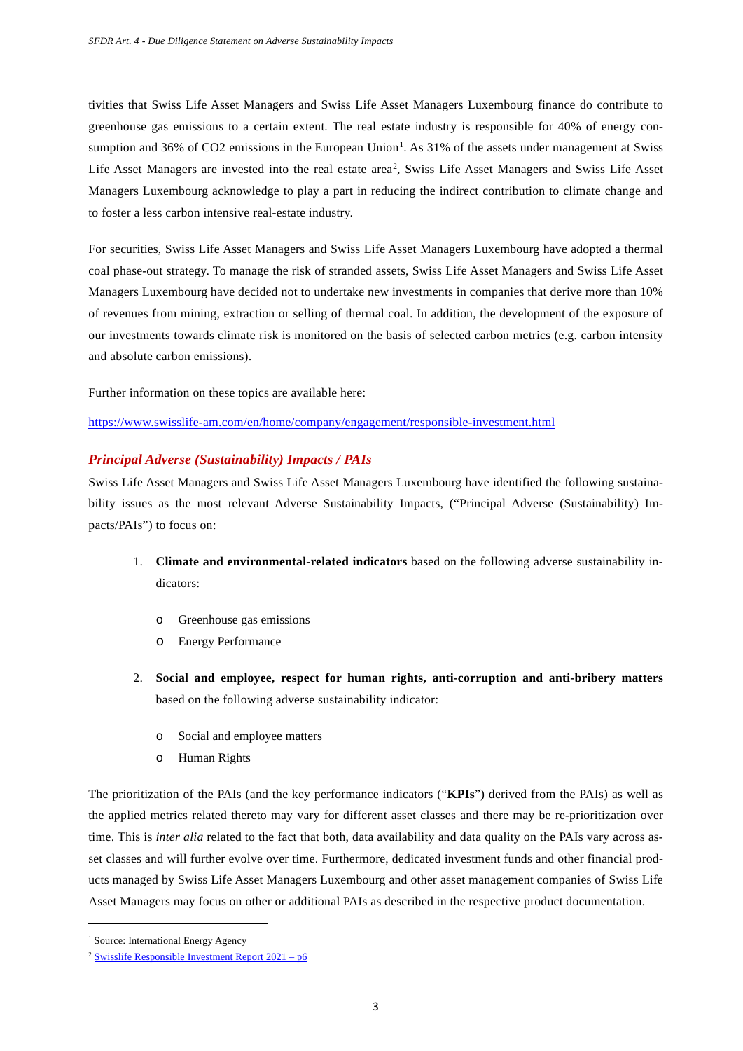tivities that Swiss Life Asset Managers and Swiss Life Asset Managers Luxembourg finance do contribute to greenhouse gas emissions to a certain extent. The real estate industry is responsible for 40% of energy consumption and 36% of $CO_2$ emissions in the European Union[1]. As 31% of the assets under management at Swiss Life Asset Managers are invested into the real estate area[2], Swiss Life Asset Managers and Swiss Life Asset Managers Luxembourg acknowledge to play a part in reducing the indirect contribution to climate change and to foster a less carbon intensive real-estate industry.

For securities, Swiss Life Asset Managers and Swiss Life Asset Managers Luxembourg have adopted a thermal coal phase-out strategy. To manage the risk of stranded assets, Swiss Life Asset Managers and Swiss Life Asset Managers Luxembourg have decided not to undertake new investments in companies that derive more than 10% of revenues from mining, extraction or selling of thermal coal. In addition, the development of the exposure of our investments towards climate risk is monitored on the basis of selected carbon metrics (e.g. carbon intensity and absolute carbon emissions).

Further information on these topics are available here:

https://www.swisslife-am.com/en/home/company/engagement/responsible-investment.html

### *Principal Adverse (Sustainability) Impacts / PAIs*

Swiss Life Asset Managers and Swiss Life Asset Managers Luxembourg have identified the following sustainability issues as the most relevant Adverse Sustainability Impacts, ("Principal Adverse (Sustainability) Impacts/PAIs") to focus on:

1. **Climate and environmental-related indicators** based on the following adverse sustainability indicators:
   - Greenhouse gas emissions
   - Energy Performance
2. **Social and employee, respect for human rights, anti-corruption and anti-bribery matters** based on the following adverse sustainability indicator:
   - Social and employee matters
   - Human Rights

The prioritization of the PAIs (and the key performance indicators ("**KPIs**") derived from the PAIs) as well as the applied metrics related thereto may vary for different asset classes and there may be re-prioritization over time. This is *inter alia* related to the fact that both, data availability and data quality on the PAIs vary across asset classes and will further evolve over time. Furthermore, dedicated investment funds and other financial products managed by Swiss Life Asset Managers Luxembourg and other asset management companies of Swiss Life Asset Managers may focus on other or additional PAIs as described in the respective product documentation.

---

[1] Source: International Energy Agency

[2] Swisslife Responsible Investment Report 2021 – p6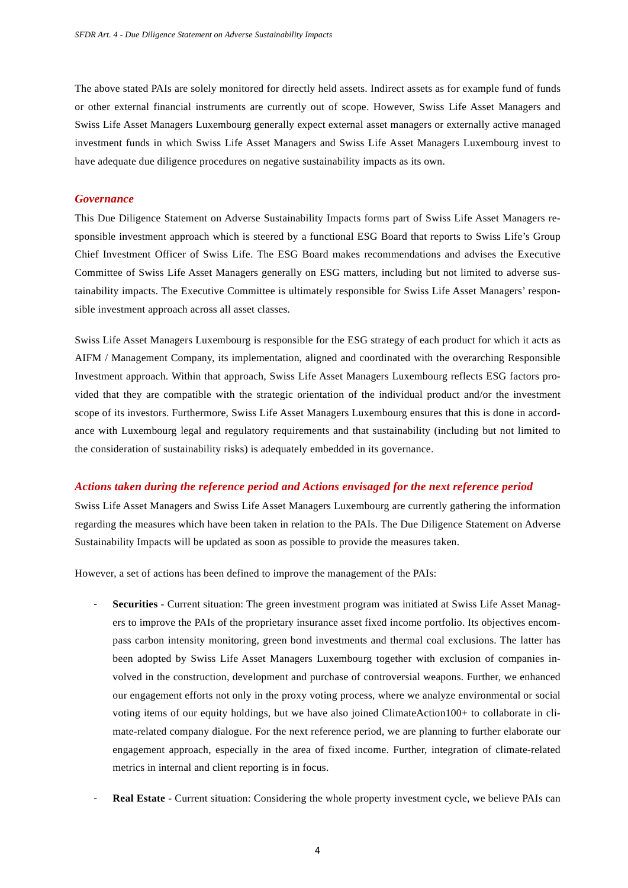The above stated PAIs are solely monitored for directly held assets. Indirect assets as for example fund of funds or other external financial instruments are currently out of scope. However, Swiss Life Asset Managers and Swiss Life Asset Managers Luxembourg generally expect external asset managers or externally active managed investment funds in which Swiss Life Asset Managers and Swiss Life Asset Managers Luxembourg invest to have adequate due diligence procedures on negative sustainability impacts as its own.

### *Governance*

This Due Diligence Statement on Adverse Sustainability Impacts forms part of Swiss Life Asset Managers responsible investment approach which is steered by a functional ESG Board that reports to Swiss Life's Group Chief Investment Officer of Swiss Life. The ESG Board makes recommendations and advises the Executive Committee of Swiss Life Asset Managers generally on ESG matters, including but not limited to adverse sustainability impacts. The Executive Committee is ultimately responsible for Swiss Life Asset Managers' responsible investment approach across all asset classes.

Swiss Life Asset Managers Luxembourg is responsible for the ESG strategy of each product for which it acts as AIFM / Management Company, its implementation, aligned and coordinated with the overarching Responsible Investment approach. Within that approach, Swiss Life Asset Managers Luxembourg reflects ESG factors provided that they are compatible with the strategic orientation of the individual product and/or the investment scope of its investors. Furthermore, Swiss Life Asset Managers Luxembourg ensures that this is done in accordance with Luxembourg legal and regulatory requirements and that sustainability (including but not limited to the consideration of sustainability risks) is adequately embedded in its governance.

### *Actions taken during the reference period and Actions envisaged for the next reference period*

Swiss Life Asset Managers and Swiss Life Asset Managers Luxembourg are currently gathering the information regarding the measures which have been taken in relation to the PAIs. The Due Diligence Statement on Adverse Sustainability Impacts will be updated as soon as possible to provide the measures taken.

However, a set of actions has been defined to improve the management of the PAIs:

- **Securities** - Current situation: The green investment program was initiated at Swiss Life Asset Managers to improve the PAIs of the proprietary insurance asset fixed income portfolio. Its objectives encompass carbon intensity monitoring, green bond investments and thermal coal exclusions. The latter has been adopted by Swiss Life Asset Managers Luxembourg together with exclusion of companies involved in the construction, development and purchase of controversial weapons. Further, we enhanced our engagement efforts not only in the proxy voting process, where we analyze environmental or social voting items of our equity holdings, but we have also joined ClimateAction100+ to collaborate in climate-related company dialogue. For the next reference period, we are planning to further elaborate our engagement approach, especially in the area of fixed income. Further, integration of climate-related metrics in internal and client reporting is in focus.
- **Real Estate** - Current situation: Considering the whole property investment cycle, we believe PAIs can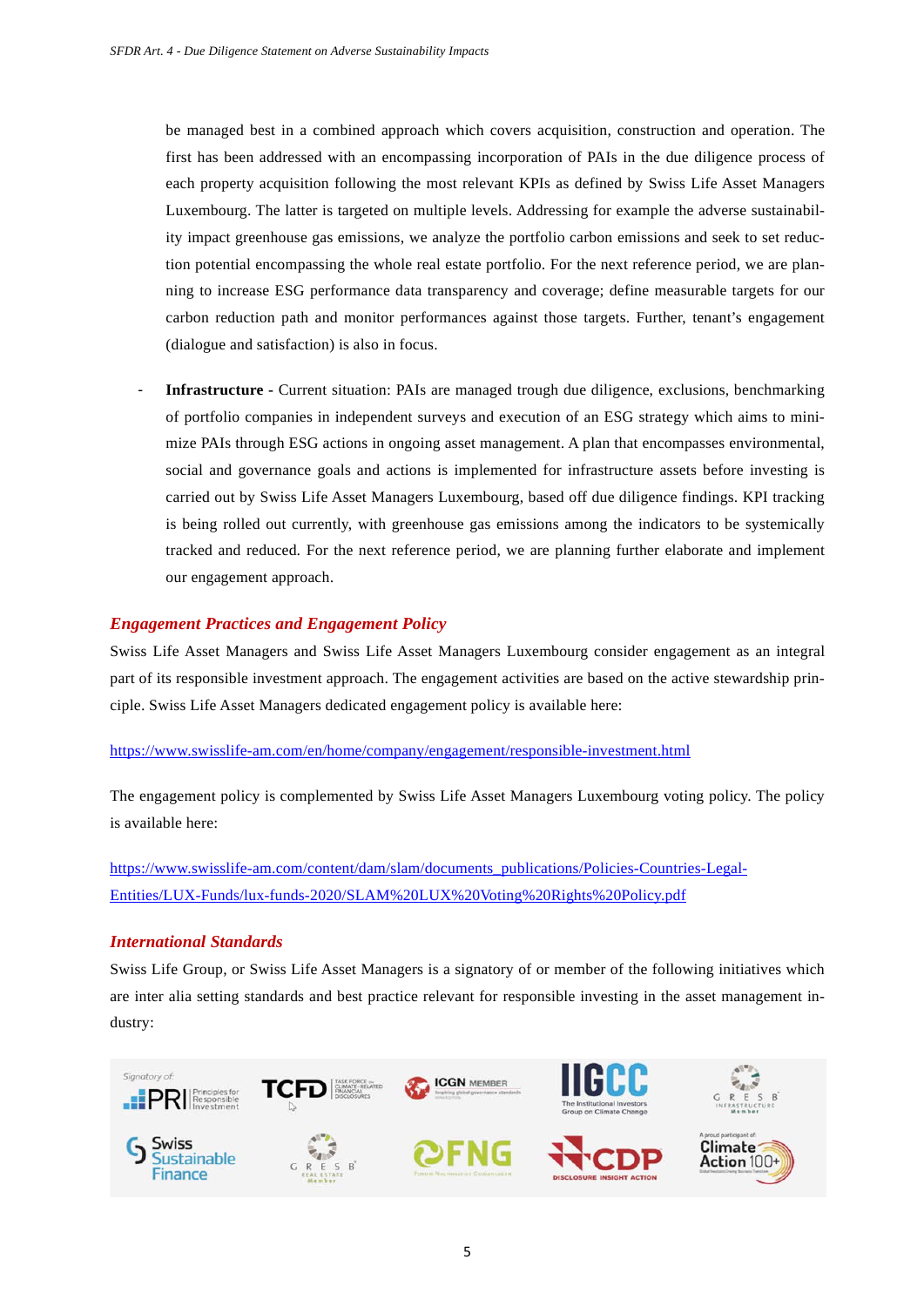be managed best in a combined approach which covers acquisition, construction and operation. The first has been addressed with an encompassing incorporation of PAIs in the due diligence process of each property acquisition following the most relevant KPIs as defined by Swiss Life Asset Managers Luxembourg. The latter is targeted on multiple levels. Addressing for example the adverse sustainability impact greenhouse gas emissions, we analyze the portfolio carbon emissions and seek to set reduction potential encompassing the whole real estate portfolio. For the next reference period, we are planning to increase ESG performance data transparency and coverage; define measurable targets for our carbon reduction path and monitor performances against those targets. Further, tenant's engagement (dialogue and satisfaction) is also in focus.

- **Infrastructure** - Current situation: PAIs are managed trough due diligence, exclusions, benchmarking of portfolio companies in independent surveys and execution of an ESG strategy which aims to minimize PAIs through ESG actions in ongoing asset management. A plan that encompasses environmental, social and governance goals and actions is implemented for infrastructure assets before investing is carried out by Swiss Life Asset Managers Luxembourg, based off due diligence findings. KPI tracking is being rolled out currently, with greenhouse gas emissions among the indicators to be systemically tracked and reduced. For the next reference period, we are planning further elaborate and implement our engagement approach.

### *Engagement Practices and Engagement Policy*

Swiss Life Asset Managers and Swiss Life Asset Managers Luxembourg consider engagement as an integral part of its responsible investment approach. The engagement activities are based on the active stewardship principle. Swiss Life Asset Managers dedicated engagement policy is available here:

https://www.swisslife-am.com/en/home/company/engagement/responsible-investment.html

The engagement policy is complemented by Swiss Life Asset Managers Luxembourg voting policy. The policy is available here:

https://www.swisslife-am.com/content/dam/slam/documents_publications/Policies-Countries-Legal-Entities/LUX-Funds/lux-funds-2020/SLAM%20LUX%20Voting%20Rights%20Policy.pdf

### *International Standards*

Swiss Life Group, or Swiss Life Asset Managers is a signatory of or member of the following initiatives which are inter alia setting standards and best practice relevant for responsible investing in the asset management industry:

Signatory of: PRI Principles for Responsible Investment | TCFD Task Force on Climate-related Financial Disclosures | ICGN Member | IIGCC The Institutional Investors Group on Climate Change | GRESB Infrastructure Member | Swiss Sustainable Finance | GRESB Real Estate Member | FNG | CDP Disclosure Insight Action | A proud participant of: Climate Action 100+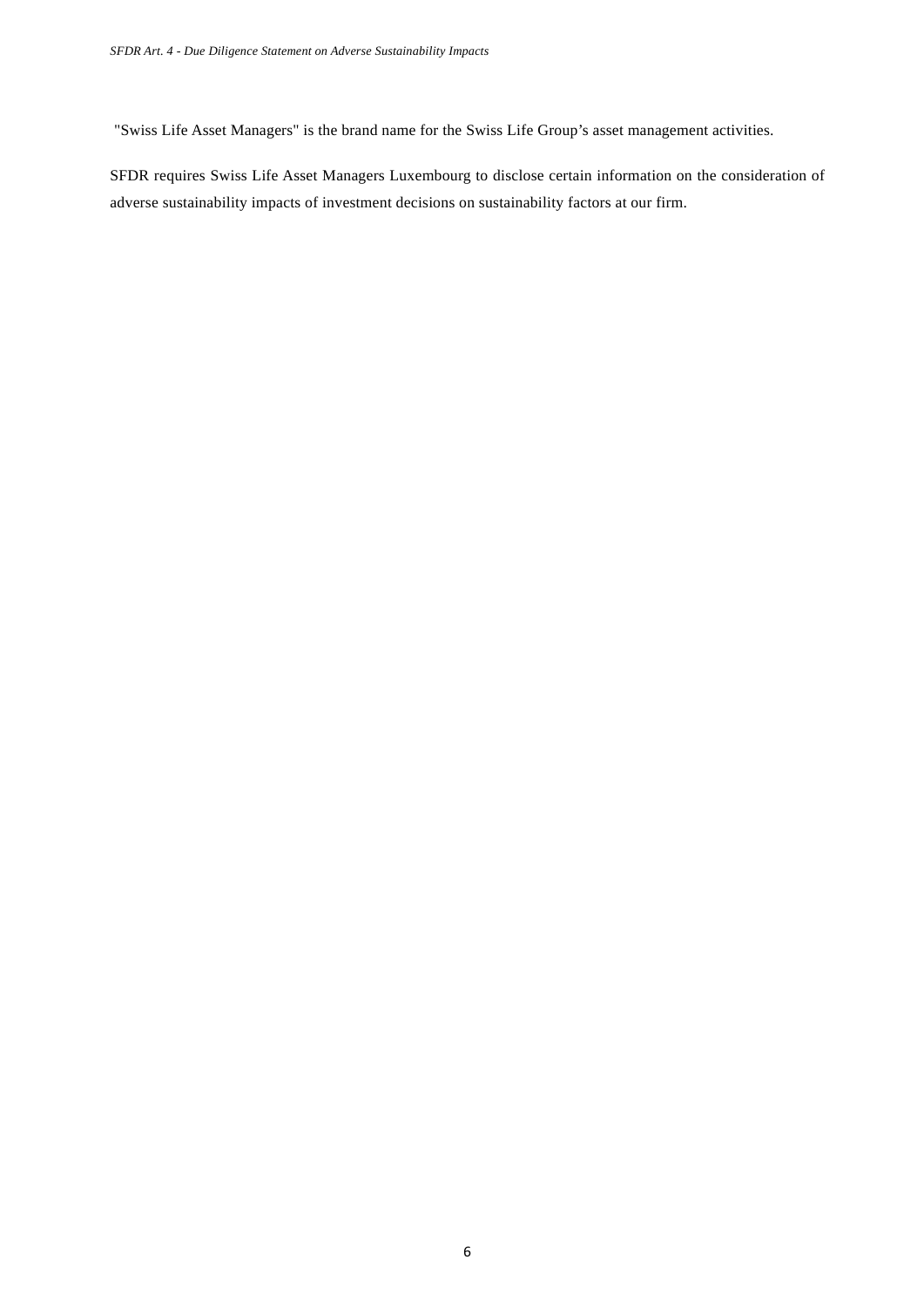"Swiss Life Asset Managers" is the brand name for the Swiss Life Group’s asset management activities.

SFDR requires Swiss Life Asset Managers Luxembourg to disclose certain information on the consideration of adverse sustainability impacts of investment decisions on sustainability factors at our firm.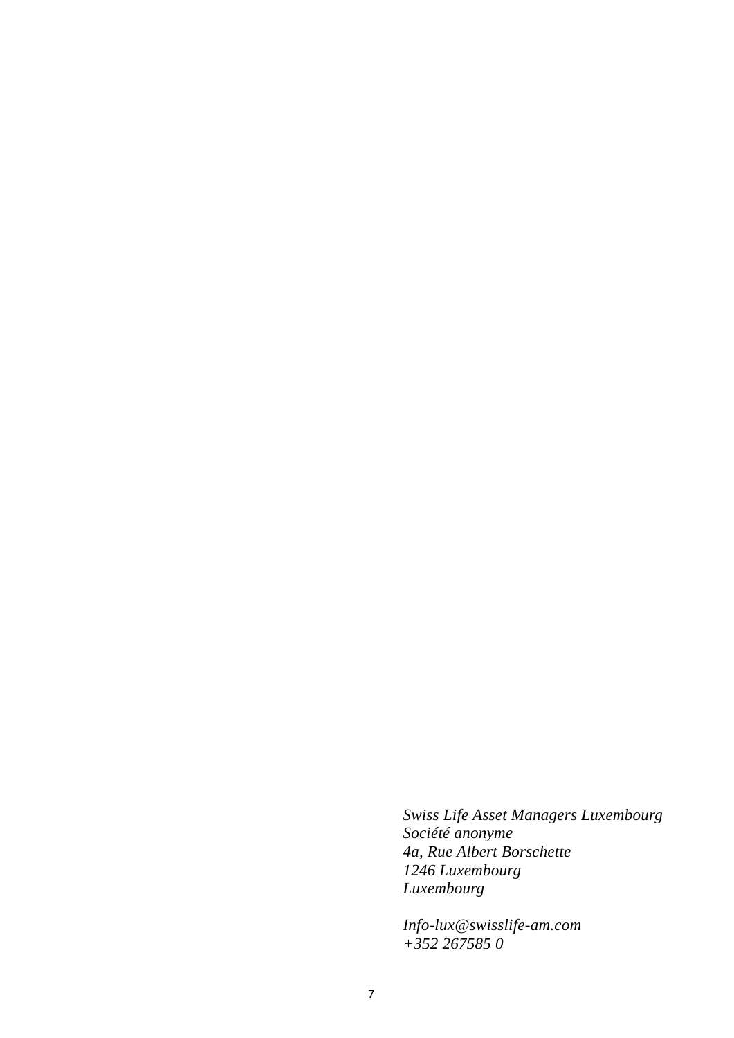*Swiss Life Asset Managers Luxembourg*
*Société anonyme*
*4a, Rue Albert Borschette*
*1246 Luxembourg*
*Luxembourg*

*Info-lux@swisslife-am.com*
*+352 267585 0*